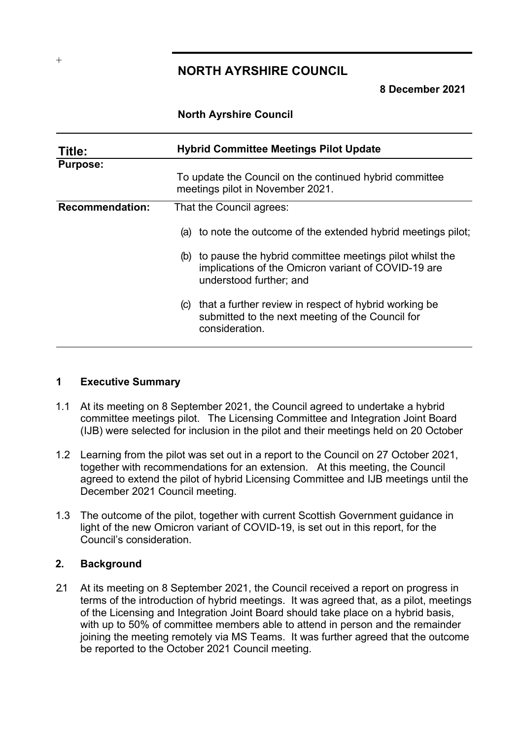# NORTH AYRSHIRE COUNCIL

**8 December 2021**

**North Ayrshire Council**

| **Title:** | **Hybrid Committee Meetings Pilot Update** |
|---|---|
| **Purpose:** | To update the Council on the continued hybrid committee meetings pilot in November 2021. |
| **Recommendation:** | That the Council agrees: <br><br> (a) to note the outcome of the extended hybrid meetings pilot; <br><br> (b) to pause the hybrid committee meetings pilot whilst the implications of the Omicron variant of COVID-19 are understood further; and <br><br> (c) that a further review in respect of hybrid working be submitted to the next meeting of the Council for consideration. |

## 1 Executive Summary

1.1 At its meeting on 8 September 2021, the Council agreed to undertake a hybrid committee meetings pilot. The Licensing Committee and Integration Joint Board (IJB) were selected for inclusion in the pilot and their meetings held on 20 October

1.2 Learning from the pilot was set out in a report to the Council on 27 October 2021, together with recommendations for an extension. At this meeting, the Council agreed to extend the pilot of hybrid Licensing Committee and IJB meetings until the December 2021 Council meeting.

1.3 The outcome of the pilot, together with current Scottish Government guidance in light of the new Omicron variant of COVID-19, is set out in this report, for the Council's consideration.

## 2. Background

2.1 At its meeting on 8 September 2021, the Council received a report on progress in terms of the introduction of hybrid meetings. It was agreed that, as a pilot, meetings of the Licensing and Integration Joint Board should take place on a hybrid basis, with up to 50% of committee members able to attend in person and the remainder joining the meeting remotely via MS Teams. It was further agreed that the outcome be reported to the October 2021 Council meeting.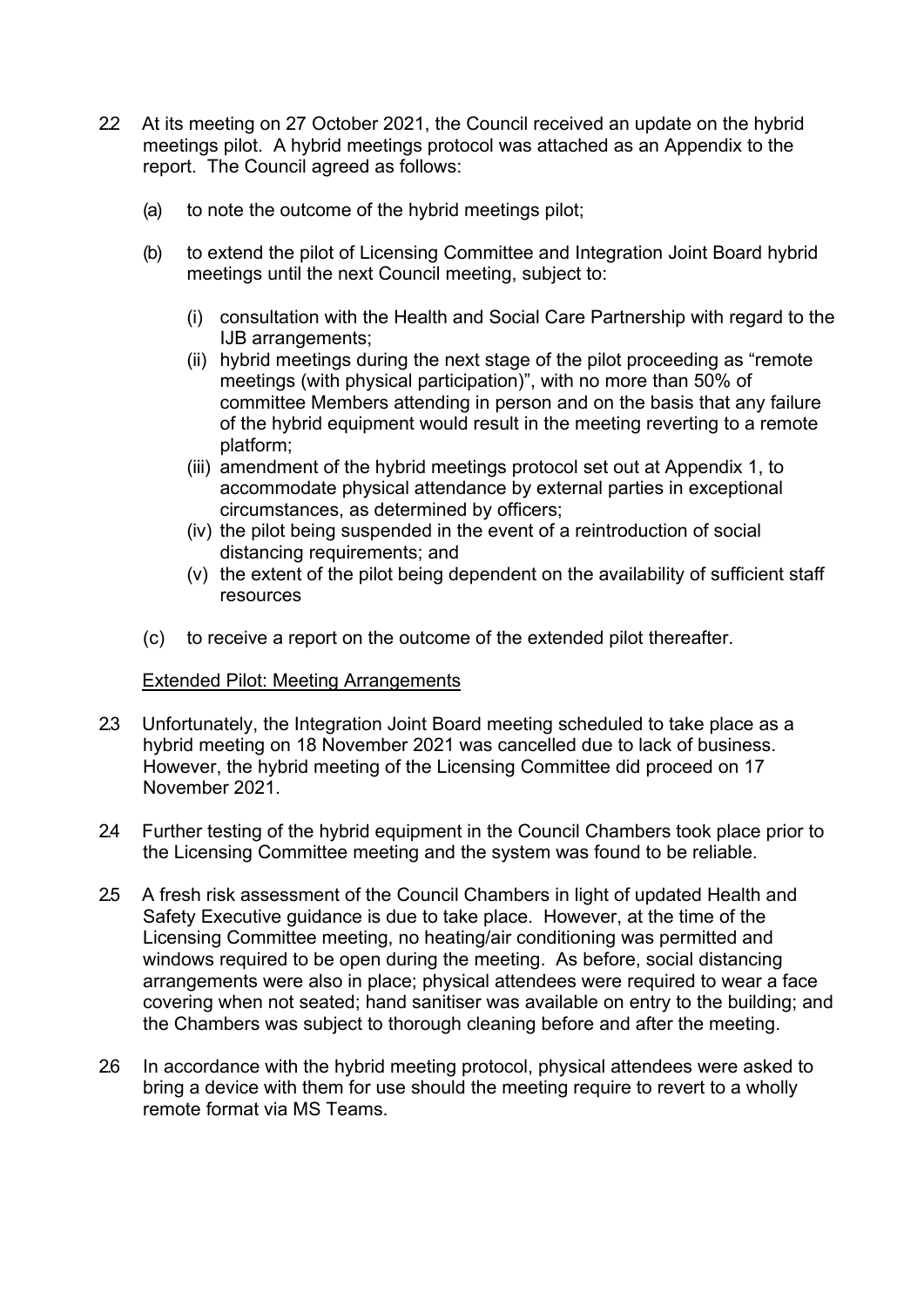2.2 At its meeting on 27 October 2021, the Council received an update on the hybrid meetings pilot. A hybrid meetings protocol was attached as an Appendix to the report. The Council agreed as follows:

(a) to note the outcome of the hybrid meetings pilot;

(b) to extend the pilot of Licensing Committee and Integration Joint Board hybrid meetings until the next Council meeting, subject to:

(i) consultation with the Health and Social Care Partnership with regard to the IJB arrangements;
(ii) hybrid meetings during the next stage of the pilot proceeding as "remote meetings (with physical participation)", with no more than 50% of committee Members attending in person and on the basis that any failure of the hybrid equipment would result in the meeting reverting to a remote platform;
(iii) amendment of the hybrid meetings protocol set out at Appendix 1, to accommodate physical attendance by external parties in exceptional circumstances, as determined by officers;
(iv) the pilot being suspended in the event of a reintroduction of social distancing requirements; and
(v) the extent of the pilot being dependent on the availability of sufficient staff resources

(c) to receive a report on the outcome of the extended pilot thereafter.

<u>Extended Pilot: Meeting Arrangements</u>

2.3 Unfortunately, the Integration Joint Board meeting scheduled to take place as a hybrid meeting on 18 November 2021 was cancelled due to lack of business. However, the hybrid meeting of the Licensing Committee did proceed on 17 November 2021.

2.4 Further testing of the hybrid equipment in the Council Chambers took place prior to the Licensing Committee meeting and the system was found to be reliable.

2.5 A fresh risk assessment of the Council Chambers in light of updated Health and Safety Executive guidance is due to take place. However, at the time of the Licensing Committee meeting, no heating/air conditioning was permitted and windows required to be open during the meeting. As before, social distancing arrangements were also in place; physical attendees were required to wear a face covering when not seated; hand sanitiser was available on entry to the building; and the Chambers was subject to thorough cleaning before and after the meeting.

2.6 In accordance with the hybrid meeting protocol, physical attendees were asked to bring a device with them for use should the meeting require to revert to a wholly remote format via MS Teams.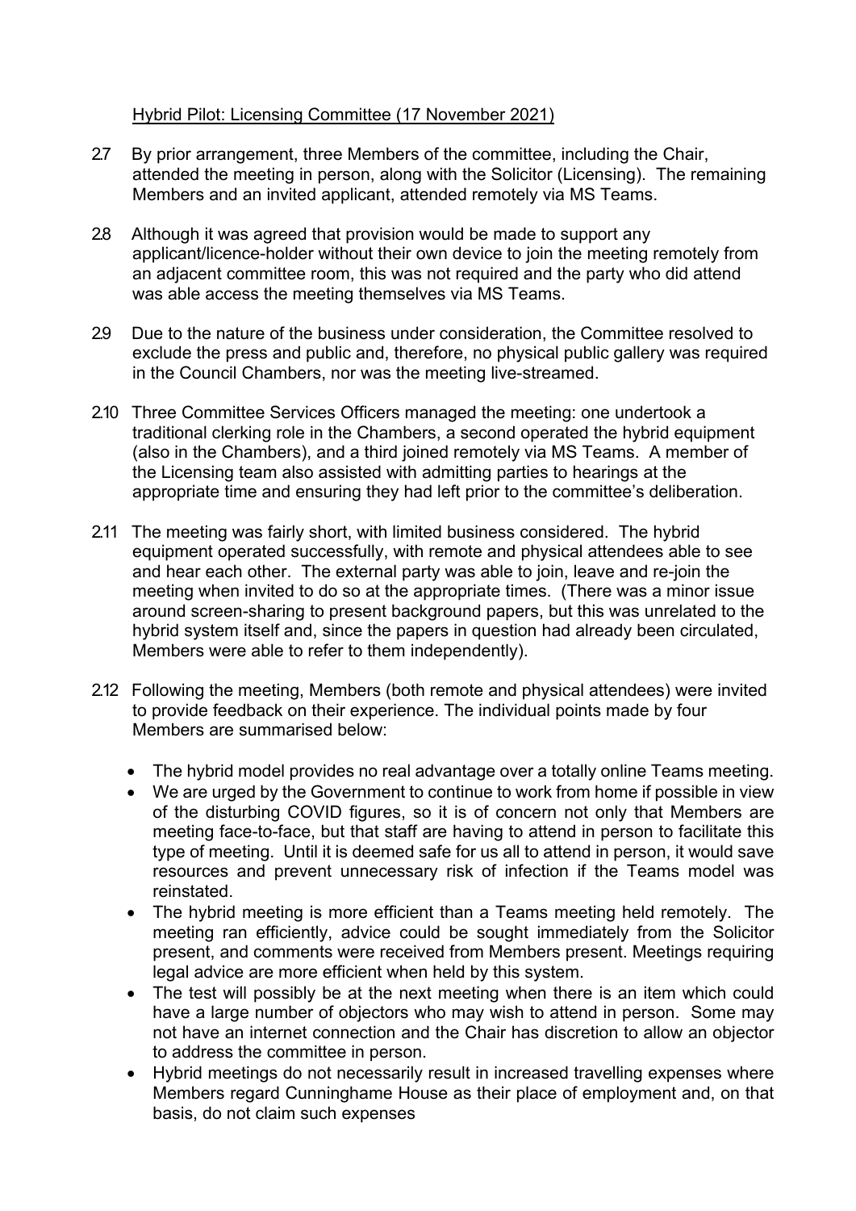<u>Hybrid Pilot: Licensing Committee (17 November 2021)</u>

2.7 By prior arrangement, three Members of the committee, including the Chair, attended the meeting in person, along with the Solicitor (Licensing). The remaining Members and an invited applicant, attended remotely via MS Teams.

2.8 Although it was agreed that provision would be made to support any applicant/licence-holder without their own device to join the meeting remotely from an adjacent committee room, this was not required and the party who did attend was able access the meeting themselves via MS Teams.

2.9 Due to the nature of the business under consideration, the Committee resolved to exclude the press and public and, therefore, no physical public gallery was required in the Council Chambers, nor was the meeting live-streamed.

2.10 Three Committee Services Officers managed the meeting: one undertook a traditional clerking role in the Chambers, a second operated the hybrid equipment (also in the Chambers), and a third joined remotely via MS Teams. A member of the Licensing team also assisted with admitting parties to hearings at the appropriate time and ensuring they had left prior to the committee's deliberation.

2.11 The meeting was fairly short, with limited business considered. The hybrid equipment operated successfully, with remote and physical attendees able to see and hear each other. The external party was able to join, leave and re-join the meeting when invited to do so at the appropriate times. (There was a minor issue around screen-sharing to present background papers, but this was unrelated to the hybrid system itself and, since the papers in question had already been circulated, Members were able to refer to them independently).

2.12 Following the meeting, Members (both remote and physical attendees) were invited to provide feedback on their experience. The individual points made by four Members are summarised below:

- The hybrid model provides no real advantage over a totally online Teams meeting.
- We are urged by the Government to continue to work from home if possible in view of the disturbing COVID figures, so it is of concern not only that Members are meeting face-to-face, but that staff are having to attend in person to facilitate this type of meeting. Until it is deemed safe for us all to attend in person, it would save resources and prevent unnecessary risk of infection if the Teams model was reinstated.
- The hybrid meeting is more efficient than a Teams meeting held remotely. The meeting ran efficiently, advice could be sought immediately from the Solicitor present, and comments were received from Members present. Meetings requiring legal advice are more efficient when held by this system.
- The test will possibly be at the next meeting when there is an item which could have a large number of objectors who may wish to attend in person. Some may not have an internet connection and the Chair has discretion to allow an objector to address the committee in person.
- Hybrid meetings do not necessarily result in increased travelling expenses where Members regard Cunninghame House as their place of employment and, on that basis, do not claim such expenses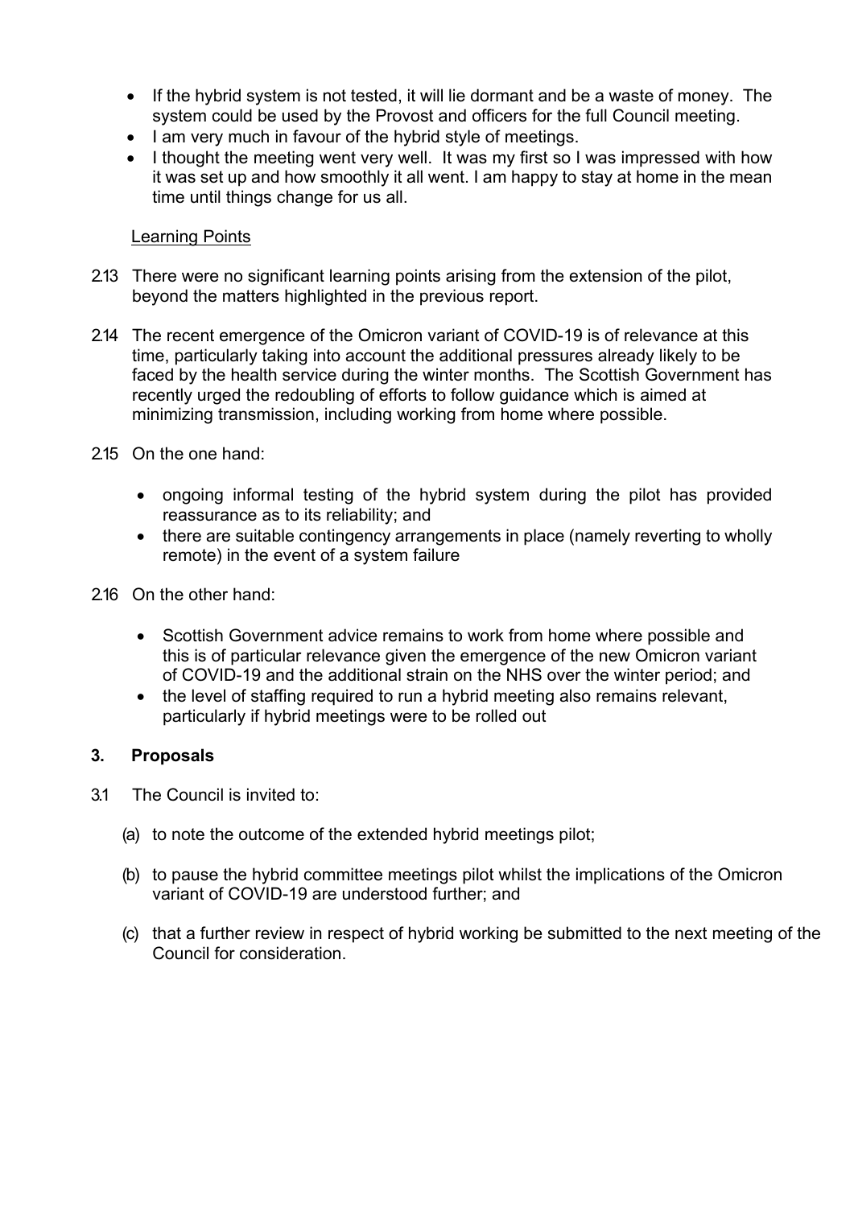- If the hybrid system is not tested, it will lie dormant and be a waste of money. The system could be used by the Provost and officers for the full Council meeting.
- I am very much in favour of the hybrid style of meetings.
- I thought the meeting went very well. It was my first so I was impressed with how it was set up and how smoothly it all went. I am happy to stay at home in the mean time until things change for us all.

<u>Learning Points</u>

2.13 There were no significant learning points arising from the extension of the pilot, beyond the matters highlighted in the previous report.

2.14 The recent emergence of the Omicron variant of COVID-19 is of relevance at this time, particularly taking into account the additional pressures already likely to be faced by the health service during the winter months. The Scottish Government has recently urged the redoubling of efforts to follow guidance which is aimed at minimizing transmission, including working from home where possible.

2.15 On the one hand:

- ongoing informal testing of the hybrid system during the pilot has provided reassurance as to its reliability; and
- there are suitable contingency arrangements in place (namely reverting to wholly remote) in the event of a system failure

2.16 On the other hand:

- Scottish Government advice remains to work from home where possible and this is of particular relevance given the emergence of the new Omicron variant of COVID-19 and the additional strain on the NHS over the winter period; and
- the level of staffing required to run a hybrid meeting also remains relevant, particularly if hybrid meetings were to be rolled out

## 3. Proposals

3.1 The Council is invited to:

(a) to note the outcome of the extended hybrid meetings pilot;

(b) to pause the hybrid committee meetings pilot whilst the implications of the Omicron variant of COVID-19 are understood further; and

(c) that a further review in respect of hybrid working be submitted to the next meeting of the Council for consideration.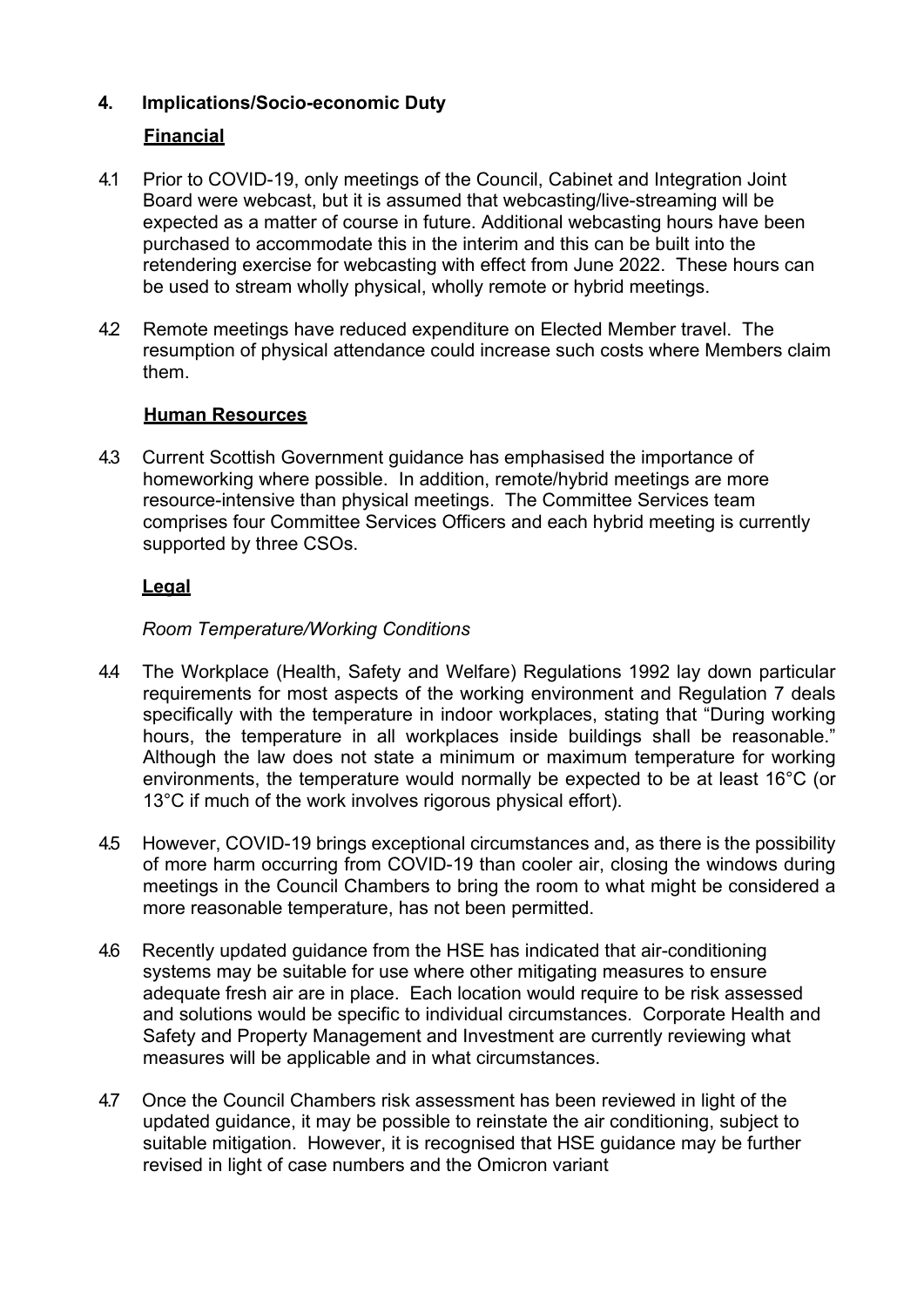## 4. Implications/Socio-economic Duty

**Financial**

4.1 Prior to COVID-19, only meetings of the Council, Cabinet and Integration Joint Board were webcast, but it is assumed that webcasting/live-streaming will be expected as a matter of course in future. Additional webcasting hours have been purchased to accommodate this in the interim and this can be built into the retendering exercise for webcasting with effect from June 2022. These hours can be used to stream wholly physical, wholly remote or hybrid meetings.

4.2 Remote meetings have reduced expenditure on Elected Member travel. The resumption of physical attendance could increase such costs where Members claim them.

**Human Resources**

4.3 Current Scottish Government guidance has emphasised the importance of homeworking where possible. In addition, remote/hybrid meetings are more resource-intensive than physical meetings. The Committee Services team comprises four Committee Services Officers and each hybrid meeting is currently supported by three CSOs.

**Legal**

*Room Temperature/Working Conditions*

4.4 The Workplace (Health, Safety and Welfare) Regulations 1992 lay down particular requirements for most aspects of the working environment and Regulation 7 deals specifically with the temperature in indoor workplaces, stating that "During working hours, the temperature in all workplaces inside buildings shall be reasonable." Although the law does not state a minimum or maximum temperature for working environments, the temperature would normally be expected to be at least 16°C (or 13°C if much of the work involves rigorous physical effort).

4.5 However, COVID-19 brings exceptional circumstances and, as there is the possibility of more harm occurring from COVID-19 than cooler air, closing the windows during meetings in the Council Chambers to bring the room to what might be considered a more reasonable temperature, has not been permitted.

4.6 Recently updated guidance from the HSE has indicated that air-conditioning systems may be suitable for use where other mitigating measures to ensure adequate fresh air are in place. Each location would require to be risk assessed and solutions would be specific to individual circumstances. Corporate Health and Safety and Property Management and Investment are currently reviewing what measures will be applicable and in what circumstances.

4.7 Once the Council Chambers risk assessment has been reviewed in light of the updated guidance, it may be possible to reinstate the air conditioning, subject to suitable mitigation. However, it is recognised that HSE guidance may be further revised in light of case numbers and the Omicron variant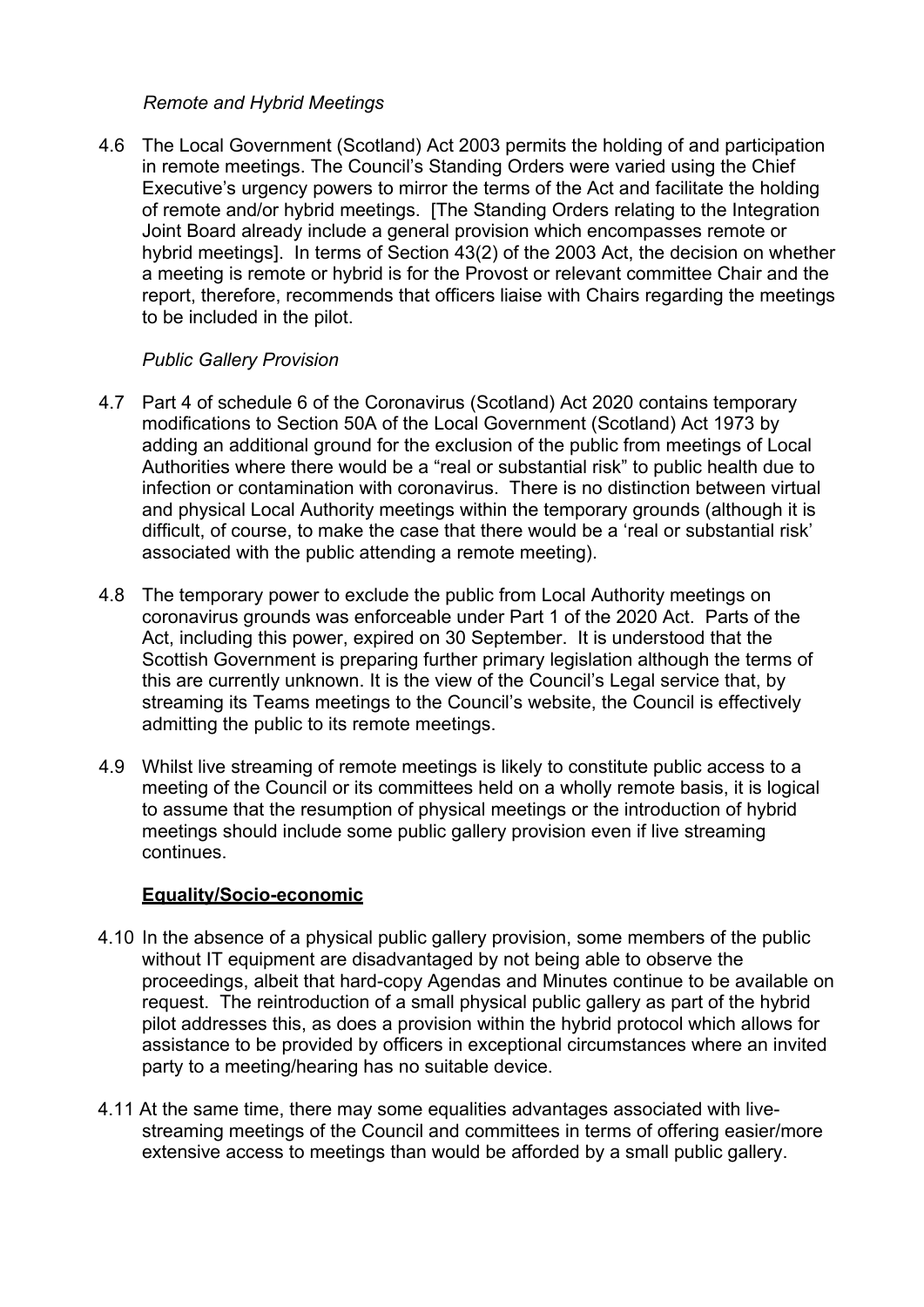*Remote and Hybrid Meetings*

4.6 The Local Government (Scotland) Act 2003 permits the holding of and participation in remote meetings. The Council's Standing Orders were varied using the Chief Executive's urgency powers to mirror the terms of the Act and facilitate the holding of remote and/or hybrid meetings. [The Standing Orders relating to the Integration Joint Board already include a general provision which encompasses remote or hybrid meetings]. In terms of Section 43(2) of the 2003 Act, the decision on whether a meeting is remote or hybrid is for the Provost or relevant committee Chair and the report, therefore, recommends that officers liaise with Chairs regarding the meetings to be included in the pilot.

*Public Gallery Provision*

4.7 Part 4 of schedule 6 of the Coronavirus (Scotland) Act 2020 contains temporary modifications to Section 50A of the Local Government (Scotland) Act 1973 by adding an additional ground for the exclusion of the public from meetings of Local Authorities where there would be a "real or substantial risk" to public health due to infection or contamination with coronavirus. There is no distinction between virtual and physical Local Authority meetings within the temporary grounds (although it is difficult, of course, to make the case that there would be a 'real or substantial risk' associated with the public attending a remote meeting).

4.8 The temporary power to exclude the public from Local Authority meetings on coronavirus grounds was enforceable under Part 1 of the 2020 Act. Parts of the Act, including this power, expired on 30 September. It is understood that the Scottish Government is preparing further primary legislation although the terms of this are currently unknown. It is the view of the Council's Legal service that, by streaming its Teams meetings to the Council's website, the Council is effectively admitting the public to its remote meetings.

4.9 Whilst live streaming of remote meetings is likely to constitute public access to a meeting of the Council or its committees held on a wholly remote basis, it is logical to assume that the resumption of physical meetings or the introduction of hybrid meetings should include some public gallery provision even if live streaming continues.

**Equality/Socio-economic**

4.10 In the absence of a physical public gallery provision, some members of the public without IT equipment are disadvantaged by not being able to observe the proceedings, albeit that hard-copy Agendas and Minutes continue to be available on request. The reintroduction of a small physical public gallery as part of the hybrid pilot addresses this, as does a provision within the hybrid protocol which allows for assistance to be provided by officers in exceptional circumstances where an invited party to a meeting/hearing has no suitable device.

4.11 At the same time, there may some equalities advantages associated with live-streaming meetings of the Council and committees in terms of offering easier/more extensive access to meetings than would be afforded by a small public gallery.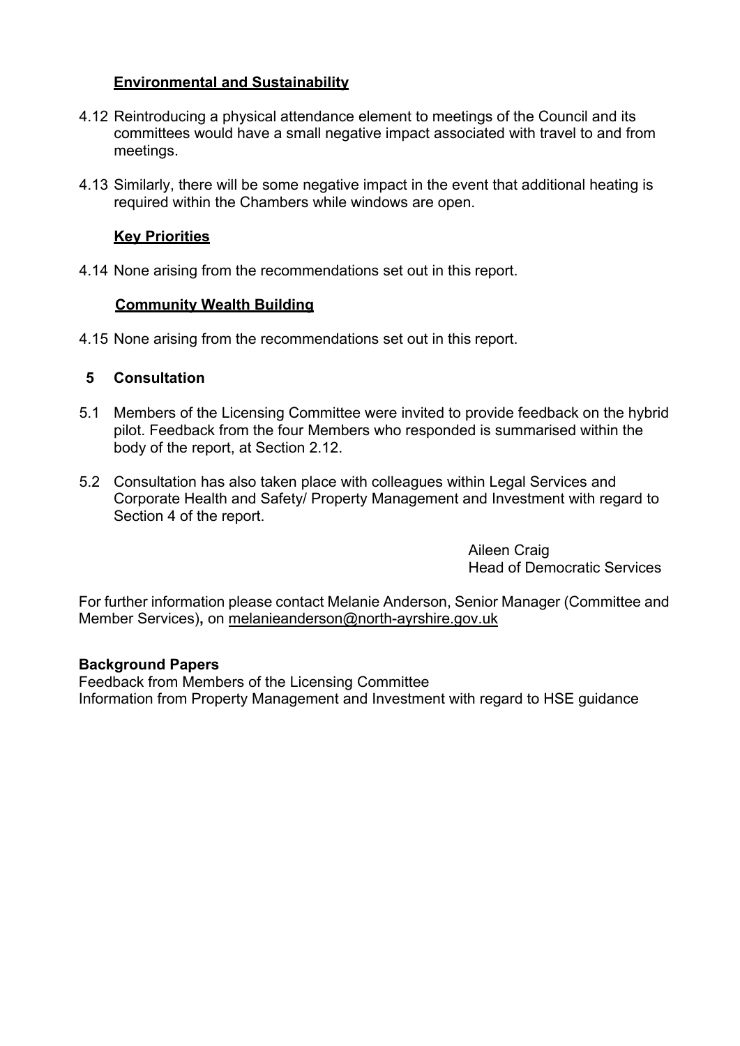**Environmental and Sustainability**

4.12 Reintroducing a physical attendance element to meetings of the Council and its committees would have a small negative impact associated with travel to and from meetings.

4.13 Similarly, there will be some negative impact in the event that additional heating is required within the Chambers while windows are open.

**Key Priorities**

4.14 None arising from the recommendations set out in this report.

**Community Wealth Building**

4.15 None arising from the recommendations set out in this report.

## 5 Consultation

5.1 Members of the Licensing Committee were invited to provide feedback on the hybrid pilot. Feedback from the four Members who responded is summarised within the body of the report, at Section 2.12.

5.2 Consultation has also taken place with colleagues within Legal Services and Corporate Health and Safety/ Property Management and Investment with regard to Section 4 of the report.

Aileen Craig
Head of Democratic Services

For further information please contact Melanie Anderson, Senior Manager (Committee and Member Services), on melanieanderson@north-ayrshire.gov.uk

**Background Papers**
Feedback from Members of the Licensing Committee
Information from Property Management and Investment with regard to HSE guidance